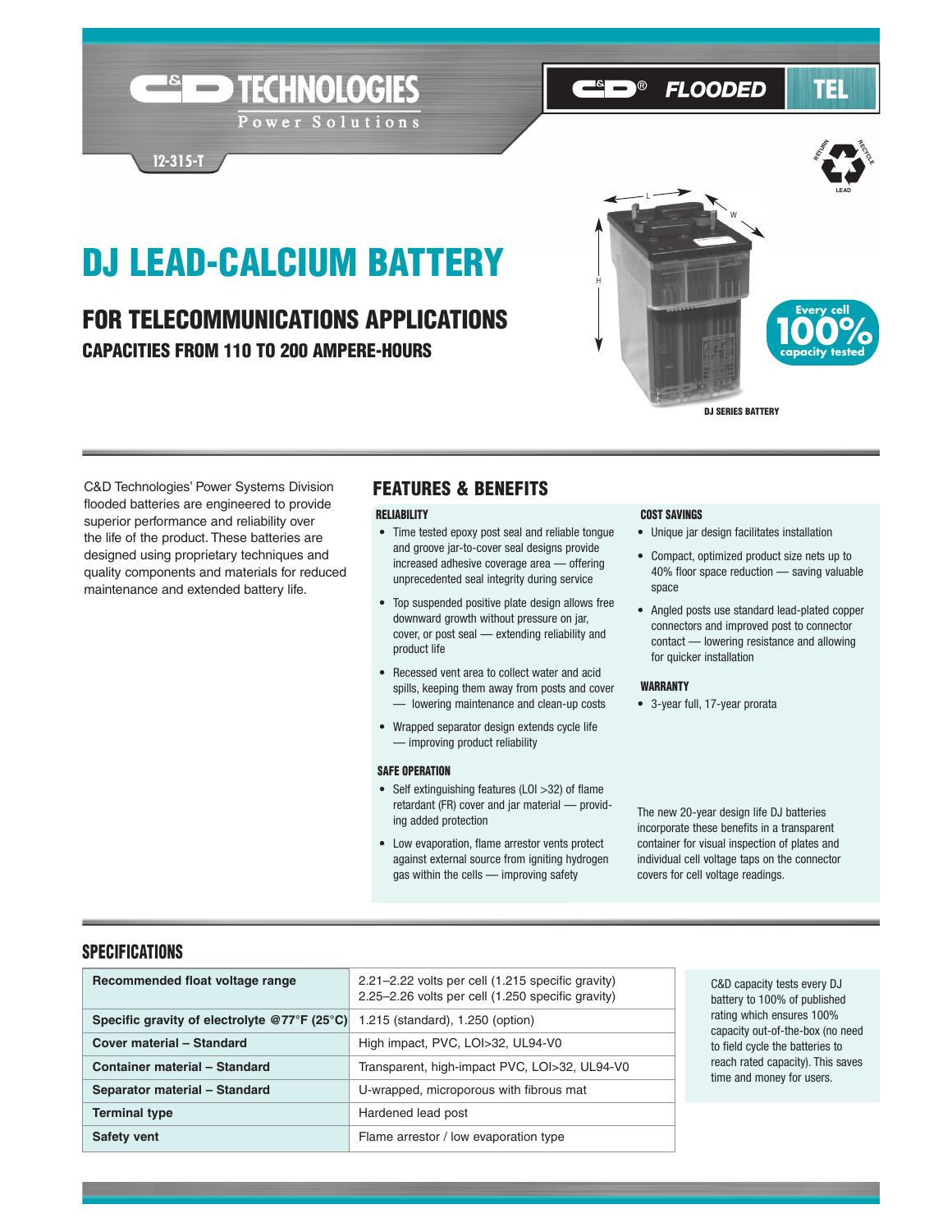C&D TECHNOLOGIES
Power Solutions

12-315-T

C&D® FLOODED TEL

# DJ LEAD-CALCIUM BATTERY

## FOR TELECOMMUNICATIONS APPLICATIONS

### CAPACITIES FROM 110 TO 200 AMPERE-HOURS

Every cell 100% capacity tested

DJ SERIES BATTERY

C&D Technologies' Power Systems Division flooded batteries are engineered to provide superior performance and reliability over the life of the product. These batteries are designed using proprietary techniques and quality components and materials for reduced maintenance and extended battery life.

## FEATURES & BENEFITS

### RELIABILITY

- Time tested epoxy post seal and reliable tongue and groove jar-to-cover seal designs provide increased adhesive coverage area — offering unprecedented seal integrity during service
- Top suspended positive plate design allows free downward growth without pressure on jar, cover, or post seal — extending reliability and product life
- Recessed vent area to collect water and acid spills, keeping them away from posts and cover — lowering maintenance and clean-up costs
- Wrapped separator design extends cycle life — improving product reliability

### SAFE OPERATION

- Self extinguishing features (LOI >32) of flame retardant (FR) cover and jar material — providing added protection
- Low evaporation, flame arrestor vents protect against external source from igniting hydrogen gas within the cells — improving safety

### COST SAVINGS

- Unique jar design facilitates installation
- Compact, optimized product size nets up to 40% floor space reduction — saving valuable space
- Angled posts use standard lead-plated copper connectors and improved post to connector contact — lowering resistance and allowing for quicker installation

### WARRANTY

- 3-year full, 17-year prorata

The new 20-year design life DJ batteries incorporate these benefits in a transparent container for visual inspection of plates and individual cell voltage taps on the connector covers for cell voltage readings.

## SPECIFICATIONS

| | |
|---|---|
| **Recommended float voltage range** | 2.21–2.22 volts per cell (1.215 specific gravity)<br>2.25–2.26 volts per cell (1.250 specific gravity) |
| **Specific gravity of electrolyte @77°F (25°C)** | 1.215 (standard), 1.250 (option) |
| **Cover material – Standard** | High impact, PVC, LOI>32, UL94-V0 |
| **Container material – Standard** | Transparent, high-impact PVC, LOI>32, UL94-V0 |
| **Separator material – Standard** | U-wrapped, microporous with fibrous mat |
| **Terminal type** | Hardened lead post |
| **Safety vent** | Flame arrestor / low evaporation type |

C&D capacity tests every DJ battery to 100% of published rating which ensures 100% capacity out-of-the-box (no need to field cycle the batteries to reach rated capacity). This saves time and money for users.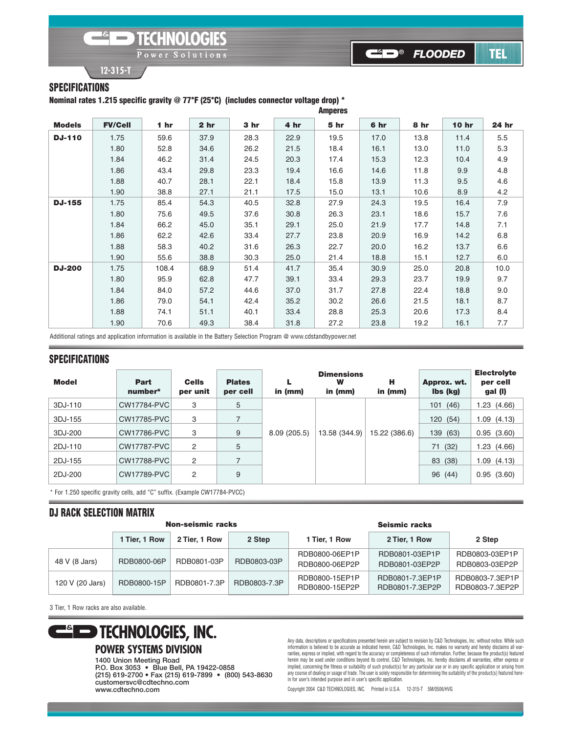C&D TECHNOLOGIES
Power Solutions

12-315-T

C&D® FLOODED TEL

## SPECIFICATIONS

**Nominal rates 1.215 specific gravity @ 77°F (25°C) (includes connector voltage drop) ***

| Models | FV/Cell | Amperes | | | | | | | | |
|---|---|---|---|---|---|---|---|---|---|---|
| | | 1 hr | 2 hr | 3 hr | 4 hr | 5 hr | 6 hr | 8 hr | 10 hr | 24 hr |
| **DJ-110** | 1.75 | 59.6 | 37.9 | 28.3 | 22.9 | 19.5 | 17.0 | 13.8 | 11.4 | 5.5 |
| | 1.80 | 52.8 | 34.6 | 26.2 | 21.5 | 18.4 | 16.1 | 13.0 | 11.0 | 5.3 |
| | 1.84 | 46.2 | 31.4 | 24.5 | 20.3 | 17.4 | 15.3 | 12.3 | 10.4 | 4.9 |
| | 1.86 | 43.4 | 29.8 | 23.3 | 19.4 | 16.6 | 14.6 | 11.8 | 9.9 | 4.8 |
| | 1.88 | 40.7 | 28.1 | 22.1 | 18.4 | 15.8 | 13.9 | 11.3 | 9.5 | 4.6 |
| | 1.90 | 38.8 | 27.1 | 21.1 | 17.5 | 15.0 | 13.1 | 10.6 | 8.9 | 4.2 |
| **DJ-155** | 1.75 | 85.4 | 54.3 | 40.5 | 32.8 | 27.9 | 24.3 | 19.5 | 16.4 | 7.9 |
| | 1.80 | 75.6 | 49.5 | 37.6 | 30.8 | 26.3 | 23.1 | 18.6 | 15.7 | 7.6 |
| | 1.84 | 66.2 | 45.0 | 35.1 | 29.1 | 25.0 | 21.9 | 17.7 | 14.8 | 7.1 |
| | 1.86 | 62.2 | 42.6 | 33.4 | 27.7 | 23.8 | 20.9 | 16.9 | 14.2 | 6.8 |
| | 1.88 | 58.3 | 40.2 | 31.6 | 26.3 | 22.7 | 20.0 | 16.2 | 13.7 | 6.6 |
| | 1.90 | 55.6 | 38.8 | 30.3 | 25.0 | 21.4 | 18.8 | 15.1 | 12.7 | 6.0 |
| **DJ-200** | 1.75 | 108.4 | 68.9 | 51.4 | 41.7 | 35.4 | 30.9 | 25.0 | 20.8 | 10.0 |
| | 1.80 | 95.9 | 62.8 | 47.7 | 39.1 | 33.4 | 29.3 | 23.7 | 19.9 | 9.7 |
| | 1.84 | 84.0 | 57.2 | 44.6 | 37.0 | 31.7 | 27.8 | 22.4 | 18.8 | 9.0 |
| | 1.86 | 79.0 | 54.1 | 42.4 | 35.2 | 30.2 | 26.6 | 21.5 | 18.1 | 8.7 |
| | 1.88 | 74.1 | 51.1 | 40.1 | 33.4 | 28.8 | 25.3 | 20.6 | 17.3 | 8.4 |
| | 1.90 | 70.6 | 49.3 | 38.4 | 31.8 | 27.2 | 23.8 | 19.2 | 16.1 | 7.7 |

Additional ratings and application information is available in the Battery Selection Program @ www.cdstandbypower.net

## SPECIFICATIONS

| Model | Part number* | Cells per unit | Plates per cell | Dimensions | | | Approx. wt. lbs (kg) | Electrolyte per cell gal (l) |
|---|---|---|---|---|---|---|---|---|
| | | | | L in (mm) | W in (mm) | H in (mm) | | |
| 3DJ-110 | CW17784-PVC | 3 | 5 | 8.09 (205.5) | 13.58 (344.9) | 15.22 (386.6) | 101 (46) | 1.23 (4.66) |
| 3DJ-155 | CW17785-PVC | 3 | 7 | 8.09 (205.5) | 13.58 (344.9) | 15.22 (386.6) | 120 (54) | 1.09 (4.13) |
| 3DJ-200 | CW17786-PVC | 3 | 9 | 8.09 (205.5) | 13.58 (344.9) | 15.22 (386.6) | 139 (63) | 0.95 (3.60) |
| 2DJ-110 | CW17787-PVC | 2 | 5 | 8.09 (205.5) | 13.58 (344.9) | 15.22 (386.6) | 71 (32) | 1.23 (4.66) |
| 2DJ-155 | CW17788-PVC | 2 | 7 | 8.09 (205.5) | 13.58 (344.9) | 15.22 (386.6) | 83 (38) | 1.09 (4.13) |
| 2DJ-200 | CW17789-PVC | 2 | 9 | 8.09 (205.5) | 13.58 (344.9) | 15.22 (386.6) | 96 (44) | 0.95 (3.60) |

* For 1.250 specific gravity cells, add "C" suffix. (Example CW17784-PVCC)

## DJ RACK SELECTION MATRIX

| | Non-seismic racks | | | Seismic racks | | |
|---|---|---|---|---|---|---|
| | 1 Tier, 1 Row | 2 Tier, 1 Row | 2 Step | 1 Tier, 1 Row | 2 Tier, 1 Row | 2 Step |
| 48 V (8 Jars) | RDB0800-06P | RDB0801-03P | RDB0803-03P | RDB0800-06EP1P RDB0800-06EP2P | RDB0801-03EP1P RDB0801-03EP2P | RDB0803-03EP1P RDB0803-03EP2P |
| 120 V (20 Jars) | RDB0800-15P | RDB0801-7.3P | RDB0803-7.3P | RDB0800-15EP1P RDB0800-15EP2P | RDB0801-7.3EP1P RDB0801-7.3EP2P | RDB0803-7.3EP1P RDB0803-7.3EP2P |

3 Tier, 1 Row racks are also available.

# C&D TECHNOLOGIES, INC.

## POWER SYSTEMS DIVISION

1400 Union Meeting Road
P.O. Box 3053 • Blue Bell, PA 19422-0858
(215) 619-2700 • Fax (215) 619-7899 • (800) 543-8630
customersvc@cdtechno.com
www.cdtechno.com

Any data, descriptions or specifications presented herein are subject to revision by C&D Technologies, Inc. without notice. While such information is believed to be accurate as indicated herein, C&D Technologies, Inc. makes no warranty and hereby disclaims all warranties, express or implied, with regard to the accuracy or completeness of such information. Further, because the product(s) featured herein may be used under conditions beyond its control, C&D Technologies, Inc. hereby disclaims all warranties, either express or implied, concerning the fitness or suitability of such product(s) for any particular use or in any specific application or arising from any course of dealing or usage of trade. The user is solely responsible for determining the suitability of the product(s) featured herein for user's intended purpose and in user's specific application.

Copyright 2004 C&D TECHNOLOGIES, INC. Printed in U.S.A. 12-315-T 5M/0506/HVG